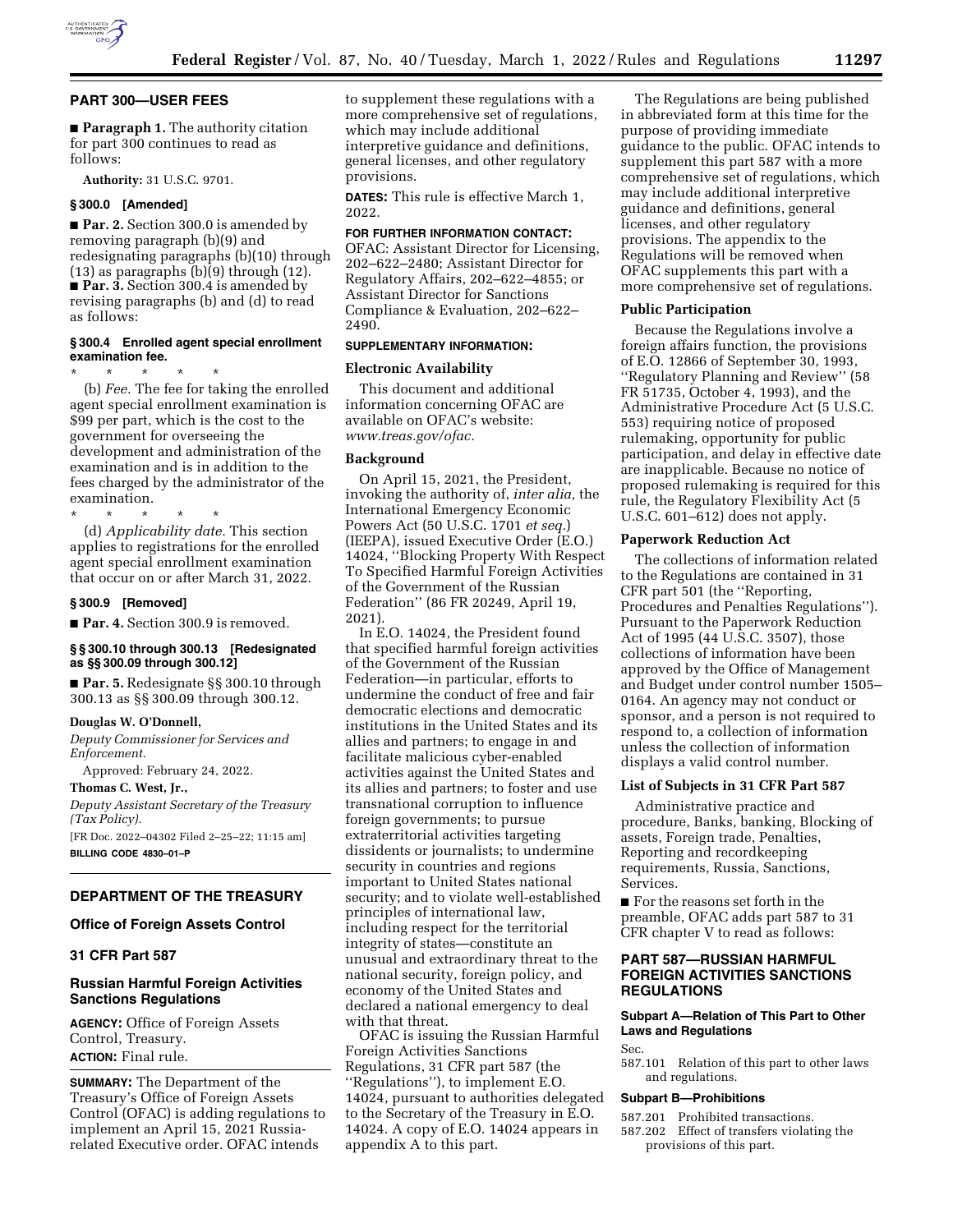## PART 300—USER FEES

■ **Paragraph 1.** The authority citation for part 300 continues to read as follows:

**Authority:** 31 U.S.C. 9701.

### § 300.0 [Amended]

■ **Par. 2.** Section 300.0 is amended by removing paragraph (b)(9) and redesignating paragraphs (b)(10) through (13) as paragraphs (b)(9) through (12).

■ **Par. 3.** Section 300.4 is amended by revising paragraphs (b) and (d) to read as follows:

### § 300.4 Enrolled agent special enrollment examination fee.

\* \* \* \* \*

(b) *Fee.* The fee for taking the enrolled agent special enrollment examination is $99 per part, which is the cost to the government for overseeing the development and administration of the examination and is in addition to the fees charged by the administrator of the examination.

\* \* \* \* \*

(d) *Applicability date.* This section applies to registrations for the enrolled agent special enrollment examination that occur on or after March 31, 2022.

### § 300.9 [Removed]

■ **Par. 4.** Section 300.9 is removed.

### §§ 300.10 through 300.13 [Redesignated as §§ 300.09 through 300.12]

■ **Par. 5.** Redesignate §§ 300.10 through 300.13 as §§ 300.09 through 300.12.

**Douglas W. O'Donnell,**

*Deputy Commissioner for Services and Enforcement.*

Approved: February 24, 2022.

**Thomas C. West, Jr.,**

*Deputy Assistant Secretary of the Treasury (Tax Policy).*

[FR Doc. 2022–04302 Filed 2–25–22; 11:15 am]

**BILLING CODE 4830–01–P**

---

## DEPARTMENT OF THE TREASURY

### Office of Foreign Assets Control

### 31 CFR Part 587

### Russian Harmful Foreign Activities Sanctions Regulations

**AGENCY:** Office of Foreign Assets Control, Treasury.

**ACTION:** Final rule.

**SUMMARY:** The Department of the Treasury's Office of Foreign Assets Control (OFAC) is adding regulations to implement an April 15, 2021 Russia-related Executive order. OFAC intends to supplement these regulations with a more comprehensive set of regulations, which may include additional interpretive guidance and definitions, general licenses, and other regulatory provisions.

**DATES:** This rule is effective March 1, 2022.

**FOR FURTHER INFORMATION CONTACT:** OFAC: Assistant Director for Licensing, 202–622–2480; Assistant Director for Regulatory Affairs, 202–622–4855; or Assistant Director for Sanctions Compliance & Evaluation, 202–622–2490.

**SUPPLEMENTARY INFORMATION:**

**Electronic Availability**

This document and additional information concerning OFAC are available on OFAC's website: *www.treas.gov/ofac.*

**Background**

On April 15, 2021, the President, invoking the authority of, *inter alia,* the International Emergency Economic Powers Act (50 U.S.C. 1701 *et seq.*) (IEEPA), issued Executive Order (E.O.) 14024, ''Blocking Property With Respect To Specified Harmful Foreign Activities of the Government of the Russian Federation'' (86 FR 20249, April 19, 2021).

In E.O. 14024, the President found that specified harmful foreign activities of the Government of the Russian Federation—in particular, efforts to undermine the conduct of free and fair democratic elections and democratic institutions in the United States and its allies and partners; to engage in and facilitate malicious cyber-enabled activities against the United States and its allies and partners; to foster and use transnational corruption to influence foreign governments; to pursue extraterritorial activities targeting dissidents or journalists; to undermine security in countries and regions important to United States national security; and to violate well-established principles of international law, including respect for the territorial integrity of states—constitute an unusual and extraordinary threat to the national security, foreign policy, and economy of the United States and declared a national emergency to deal with that threat.

OFAC is issuing the Russian Harmful Foreign Activities Sanctions Regulations, 31 CFR part 587 (the ''Regulations''), to implement E.O. 14024, pursuant to authorities delegated to the Secretary of the Treasury in E.O. 14024. A copy of E.O. 14024 appears in appendix A to this part.

The Regulations are being published in abbreviated form at this time for the purpose of providing immediate guidance to the public. OFAC intends to supplement this part 587 with a more comprehensive set of regulations, which may include additional interpretive guidance and definitions, general licenses, and other regulatory provisions. The appendix to the Regulations will be removed when OFAC supplements this part with a more comprehensive set of regulations.

**Public Participation**

Because the Regulations involve a foreign affairs function, the provisions of E.O. 12866 of September 30, 1993, ''Regulatory Planning and Review'' (58 FR 51735, October 4, 1993), and the Administrative Procedure Act (5 U.S.C. 553) requiring notice of proposed rulemaking, opportunity for public participation, and delay in effective date are inapplicable. Because no notice of proposed rulemaking is required for this rule, the Regulatory Flexibility Act (5 U.S.C. 601–612) does not apply.

**Paperwork Reduction Act**

The collections of information related to the Regulations are contained in 31 CFR part 501 (the ''Reporting, Procedures and Penalties Regulations''). Pursuant to the Paperwork Reduction Act of 1995 (44 U.S.C. 3507), those collections of information have been approved by the Office of Management and Budget under control number 1505–0164. An agency may not conduct or sponsor, and a person is not required to respond to, a collection of information unless the collection of information displays a valid control number.

**List of Subjects in 31 CFR Part 587**

Administrative practice and procedure, Banks, banking, Blocking of assets, Foreign trade, Penalties, Reporting and recordkeeping requirements, Russia, Sanctions, Services.

■ For the reasons set forth in the preamble, OFAC adds part 587 to 31 CFR chapter V to read as follows:

## PART 587—RUSSIAN HARMFUL FOREIGN ACTIVITIES SANCTIONS REGULATIONS

### Subpart A—Relation of This Part to Other Laws and Regulations

Sec.

587.101 Relation of this part to other laws and regulations.

### Subpart B—Prohibitions

587.201 Prohibited transactions.

587.202 Effect of transfers violating the provisions of this part.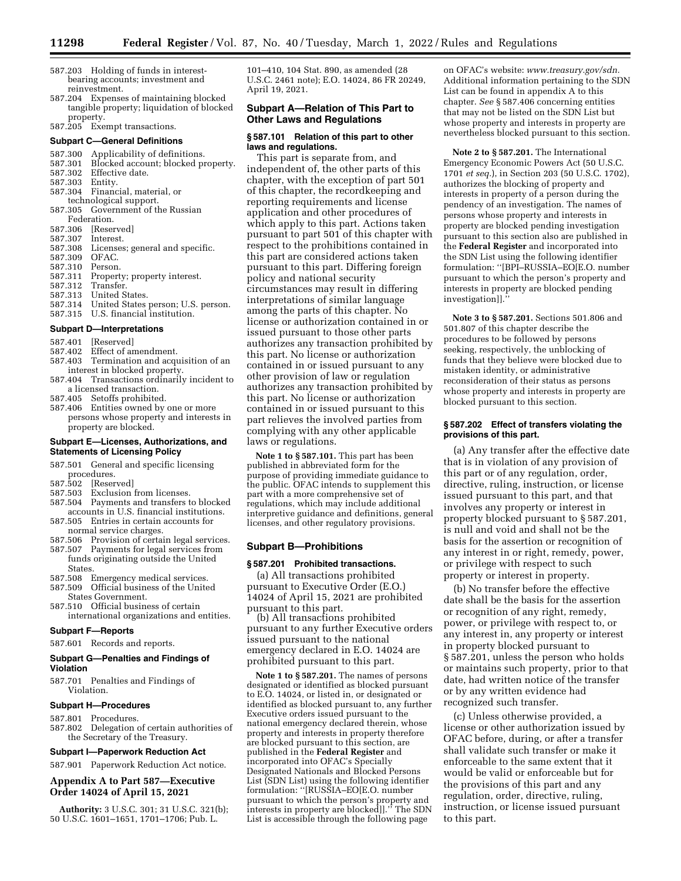587.203 Holding of funds in interest-bearing accounts; investment and reinvestment.
587.204 Expenses of maintaining blocked tangible property; liquidation of blocked property.
587.205 Exempt transactions.

**Subpart C—General Definitions**

587.300 Applicability of definitions.
587.301 Blocked account; blocked property.
587.302 Effective date.
587.303 Entity.
587.304 Financial, material, or technological support.
587.305 Government of the Russian Federation.
587.306 [Reserved]
587.307 Interest.
587.308 Licenses; general and specific.
587.309 OFAC.
587.310 Person.
587.311 Property; property interest.
587.312 Transfer.
587.313 United States.
587.314 United States person; U.S. person.
587.315 U.S. financial institution.

**Subpart D—Interpretations**

587.401 [Reserved]
587.402 Effect of amendment.
587.403 Termination and acquisition of an interest in blocked property.
587.404 Transactions ordinarily incident to a licensed transaction.
587.405 Setoffs prohibited.
587.406 Entities owned by one or more persons whose property and interests in property are blocked.

**Subpart E—Licenses, Authorizations, and Statements of Licensing Policy**

587.501 General and specific licensing procedures.
587.502 [Reserved]
587.503 Exclusion from licenses.
587.504 Payments and transfers to blocked accounts in U.S. financial institutions.
587.505 Entries in certain accounts for normal service charges.
587.506 Provision of certain legal services.
587.507 Payments for legal services from funds originating outside the United States.
587.508 Emergency medical services.
587.509 Official business of the United States Government.
587.510 Official business of certain international organizations and entities.

**Subpart F—Reports**

587.601 Records and reports.

**Subpart G—Penalties and Findings of Violation**

587.701 Penalties and Findings of Violation.

**Subpart H—Procedures**

587.801 Procedures.
587.802 Delegation of certain authorities of the Secretary of the Treasury.

**Subpart I—Paperwork Reduction Act**

587.901 Paperwork Reduction Act notice.

## Appendix A to Part 587—Executive Order 14024 of April 15, 2021

**Authority:** 3 U.S.C. 301; 31 U.S.C. 321(b); 50 U.S.C. 1601–1651, 1701–1706; Pub. L. 101–410, 104 Stat. 890, as amended (28 U.S.C. 2461 note); E.O. 14024, 86 FR 20249, April 19, 2021.

## Subpart A—Relation of This Part to Other Laws and Regulations

### § 587.101 Relation of this part to other laws and regulations.

This part is separate from, and independent of, the other parts of this chapter, with the exception of part 501 of this chapter, the recordkeeping and reporting requirements and license application and other procedures of which apply to this part. Actions taken pursuant to part 501 of this chapter with respect to the prohibitions contained in this part are considered actions taken pursuant to this part. Differing foreign policy and national security circumstances may result in differing interpretations of similar language among the parts of this chapter. No license or authorization contained in or issued pursuant to those other parts authorizes any transaction prohibited by this part. No license or authorization contained in or issued pursuant to any other provision of law or regulation authorizes any transaction prohibited by this part. No license or authorization contained in or issued pursuant to this part relieves the involved parties from complying with any other applicable laws or regulations.

**Note 1 to § 587.101.** This part has been published in abbreviated form for the purpose of providing immediate guidance to the public. OFAC intends to supplement this part with a more comprehensive set of regulations, which may include additional interpretive guidance and definitions, general licenses, and other regulatory provisions.

## Subpart B—Prohibitions

### § 587.201 Prohibited transactions.

(a) All transactions prohibited pursuant to Executive Order (E.O.) 14024 of April 15, 2021 are prohibited pursuant to this part.

(b) All transactions prohibited pursuant to any further Executive orders issued pursuant to the national emergency declared in E.O. 14024 are prohibited pursuant to this part.

**Note 1 to § 587.201.** The names of persons designated or identified as blocked pursuant to E.O. 14024, or listed in, or designated or identified as blocked pursuant to, any further Executive orders issued pursuant to the national emergency declared therein, whose property and interests in property therefore are blocked pursuant to this section, are published in the **Federal Register** and incorporated into OFAC's Specially Designated Nationals and Blocked Persons List (SDN List) using the following identifier formulation: ''[RUSSIA–EO[E.O. number pursuant to which the person's property and interests in property are blocked]].'' The SDN List is accessible through the following page on OFAC's website: *www.treasury.gov/sdn.* Additional information pertaining to the SDN List can be found in appendix A to this chapter. *See* § 587.406 concerning entities that may not be listed on the SDN List but whose property and interests in property are nevertheless blocked pursuant to this section.

**Note 2 to § 587.201.** The International Emergency Economic Powers Act (50 U.S.C. 1701 *et seq.*), in Section 203 (50 U.S.C. 1702), authorizes the blocking of property and interests in property of a person during the pendency of an investigation. The names of persons whose property and interests in property are blocked pending investigation pursuant to this section also are published in the **Federal Register** and incorporated into the SDN List using the following identifier formulation: ''[BPI–RUSSIA–EO[E.O. number pursuant to which the person's property and interests in property are blocked pending investigation]].''

**Note 3 to § 587.201.** Sections 501.806 and 501.807 of this chapter describe the procedures to be followed by persons seeking, respectively, the unblocking of funds that they believe were blocked due to mistaken identity, or administrative reconsideration of their status as persons whose property and interests in property are blocked pursuant to this section.

### § 587.202 Effect of transfers violating the provisions of this part.

(a) Any transfer after the effective date that is in violation of any provision of this part or of any regulation, order, directive, ruling, instruction, or license issued pursuant to this part, and that involves any property or interest in property blocked pursuant to § 587.201, is null and void and shall not be the basis for the assertion or recognition of any interest in or right, remedy, power, or privilege with respect to such property or interest in property.

(b) No transfer before the effective date shall be the basis for the assertion or recognition of any right, remedy, power, or privilege with respect to, or any interest in, any property or interest in property blocked pursuant to § 587.201, unless the person who holds or maintains such property, prior to that date, had written notice of the transfer or by any written evidence had recognized such transfer.

(c) Unless otherwise provided, a license or other authorization issued by OFAC before, during, or after a transfer shall validate such transfer or make it enforceable to the same extent that it would be valid or enforceable but for the provisions of this part and any regulation, order, directive, ruling, instruction, or license issued pursuant to this part.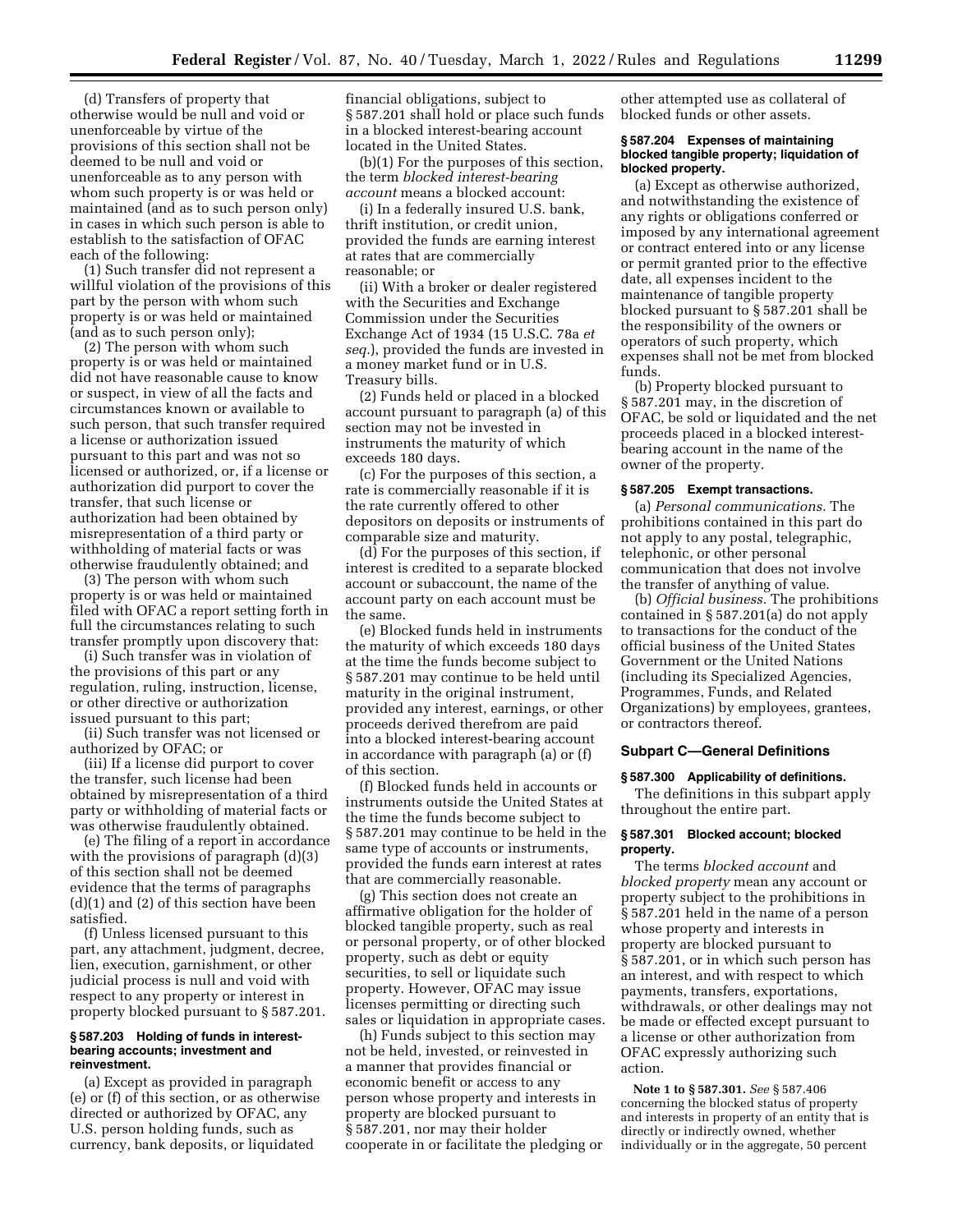(d) Transfers of property that otherwise would be null and void or unenforceable by virtue of the provisions of this section shall not be deemed to be null and void or unenforceable as to any person with whom such property is or was held or maintained (and as to such person only) in cases in which such person is able to establish to the satisfaction of OFAC each of the following:

(1) Such transfer did not represent a willful violation of the provisions of this part by the person with whom such property is or was held or maintained (and as to such person only);

(2) The person with whom such property is or was held or maintained did not have reasonable cause to know or suspect, in view of all the facts and circumstances known or available to such person, that such transfer required a license or authorization issued pursuant to this part and was not so licensed or authorized, or, if a license or authorization did purport to cover the transfer, that such license or authorization had been obtained by misrepresentation of a third party or withholding of material facts or was otherwise fraudulently obtained; and

(3) The person with whom such property is or was held or maintained filed with OFAC a report setting forth in full the circumstances relating to such transfer promptly upon discovery that:

(i) Such transfer was in violation of the provisions of this part or any regulation, ruling, instruction, license, or other directive or authorization issued pursuant to this part;

(ii) Such transfer was not licensed or authorized by OFAC; or

(iii) If a license did purport to cover the transfer, such license had been obtained by misrepresentation of a third party or withholding of material facts or was otherwise fraudulently obtained.

(e) The filing of a report in accordance with the provisions of paragraph (d)(3) of this section shall not be deemed evidence that the terms of paragraphs (d)(1) and (2) of this section have been satisfied.

(f) Unless licensed pursuant to this part, any attachment, judgment, decree, lien, execution, garnishment, or other judicial process is null and void with respect to any property or interest in property blocked pursuant to § 587.201.

### § 587.203 Holding of funds in interest-bearing accounts; investment and reinvestment.

(a) Except as provided in paragraph (e) or (f) of this section, or as otherwise directed or authorized by OFAC, any U.S. person holding funds, such as currency, bank deposits, or liquidated financial obligations, subject to § 587.201 shall hold or place such funds in a blocked interest-bearing account located in the United States.

(b)(1) For the purposes of this section, the term *blocked interest-bearing account* means a blocked account:

(i) In a federally insured U.S. bank, thrift institution, or credit union, provided the funds are earning interest at rates that are commercially reasonable; or

(ii) With a broker or dealer registered with the Securities and Exchange Commission under the Securities Exchange Act of 1934 (15 U.S.C. 78a *et seq.*), provided the funds are invested in a money market fund or in U.S. Treasury bills.

(2) Funds held or placed in a blocked account pursuant to paragraph (a) of this section may not be invested in instruments the maturity of which exceeds 180 days.

(c) For the purposes of this section, a rate is commercially reasonable if it is the rate currently offered to other depositors on deposits or instruments of comparable size and maturity.

(d) For the purposes of this section, if interest is credited to a separate blocked account or subaccount, the name of the account party on each account must be the same.

(e) Blocked funds held in instruments the maturity of which exceeds 180 days at the time the funds become subject to § 587.201 may continue to be held until maturity in the original instrument, provided any interest, earnings, or other proceeds derived therefrom are paid into a blocked interest-bearing account in accordance with paragraph (a) or (f) of this section.

(f) Blocked funds held in accounts or instruments outside the United States at the time the funds become subject to § 587.201 may continue to be held in the same type of accounts or instruments, provided the funds earn interest at rates that are commercially reasonable.

(g) This section does not create an affirmative obligation for the holder of blocked tangible property, such as real or personal property, or of other blocked property, such as debt or equity securities, to sell or liquidate such property. However, OFAC may issue licenses permitting or directing such sales or liquidation in appropriate cases.

(h) Funds subject to this section may not be held, invested, or reinvested in a manner that provides financial or economic benefit or access to any person whose property and interests in property are blocked pursuant to § 587.201, nor may their holder cooperate in or facilitate the pledging or other attempted use as collateral of blocked funds or other assets.

### § 587.204 Expenses of maintaining blocked tangible property; liquidation of blocked property.

(a) Except as otherwise authorized, and notwithstanding the existence of any rights or obligations conferred or imposed by any international agreement or contract entered into or any license or permit granted prior to the effective date, all expenses incident to the maintenance of tangible property blocked pursuant to § 587.201 shall be the responsibility of the owners or operators of such property, which expenses shall not be met from blocked funds.

(b) Property blocked pursuant to § 587.201 may, in the discretion of OFAC, be sold or liquidated and the net proceeds placed in a blocked interest-bearing account in the name of the owner of the property.

### § 587.205 Exempt transactions.

(a) *Personal communications.* The prohibitions contained in this part do not apply to any postal, telegraphic, telephonic, or other personal communication that does not involve the transfer of anything of value.

(b) *Official business.* The prohibitions contained in § 587.201(a) do not apply to transactions for the conduct of the official business of the United States Government or the United Nations (including its Specialized Agencies, Programmes, Funds, and Related Organizations) by employees, grantees, or contractors thereof.

## Subpart C—General Definitions

### § 587.300 Applicability of definitions.

The definitions in this subpart apply throughout the entire part.

### § 587.301 Blocked account; blocked property.

The terms *blocked account* and *blocked property* mean any account or property subject to the prohibitions in § 587.201 held in the name of a person whose property and interests in property are blocked pursuant to § 587.201, or in which such person has an interest, and with respect to which payments, transfers, exportations, withdrawals, or other dealings may not be made or effected except pursuant to a license or other authorization from OFAC expressly authorizing such action.

**Note 1 to § 587.301.** *See* § 587.406 concerning the blocked status of property and interests in property of an entity that is directly or indirectly owned, whether individually or in the aggregate, 50 percent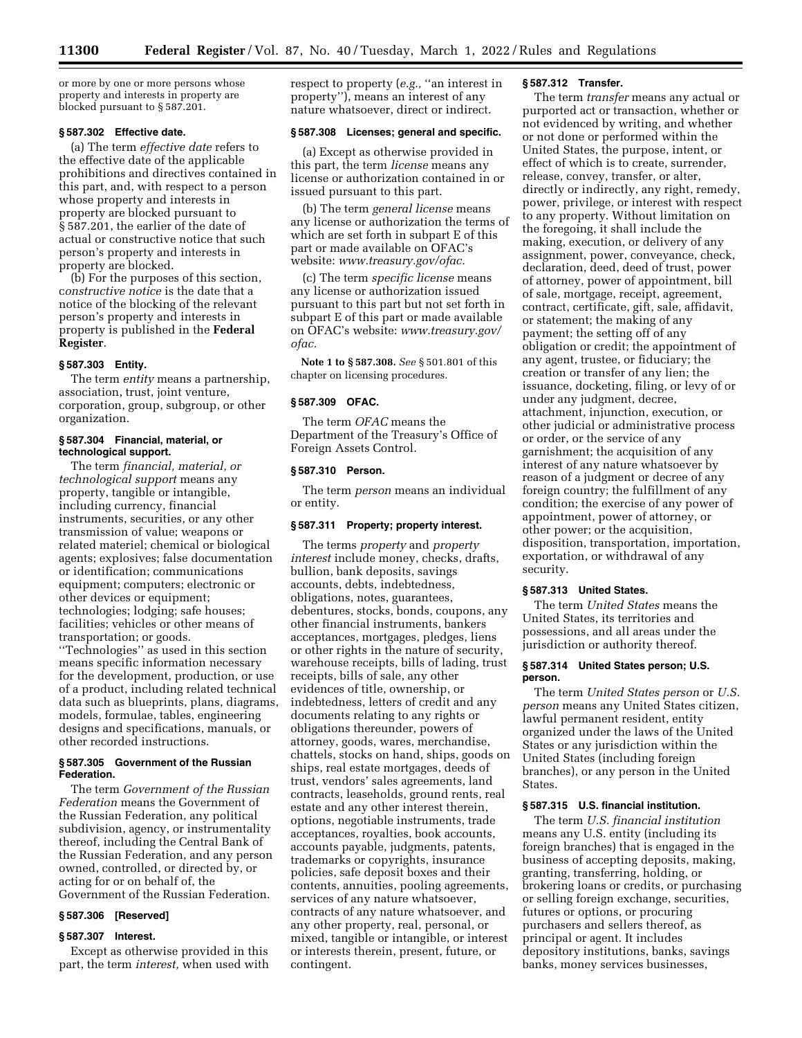or more by one or more persons whose property and interests in property are blocked pursuant to § 587.201.

### § 587.302 Effective date.

(a) The term *effective date* refers to the effective date of the applicable prohibitions and directives contained in this part, and, with respect to a person whose property and interests in property are blocked pursuant to § 587.201, the earlier of the date of actual or constructive notice that such person's property and interests in property are blocked.

(b) For the purposes of this section, c*onstructive notice* is the date that a notice of the blocking of the relevant person's property and interests in property is published in the **Federal Register**.

### § 587.303 Entity.

The term *entity* means a partnership, association, trust, joint venture, corporation, group, subgroup, or other organization.

### § 587.304 Financial, material, or technological support.

The term *financial, material, or technological support* means any property, tangible or intangible, including currency, financial instruments, securities, or any other transmission of value; weapons or related materiel; chemical or biological agents; explosives; false documentation or identification; communications equipment; computers; electronic or other devices or equipment; technologies; lodging; safe houses; facilities; vehicles or other means of transportation; or goods. ''Technologies'' as used in this section means specific information necessary for the development, production, or use of a product, including related technical data such as blueprints, plans, diagrams, models, formulae, tables, engineering designs and specifications, manuals, or other recorded instructions.

### § 587.305 Government of the Russian Federation.

The term *Government of the Russian Federation* means the Government of the Russian Federation, any political subdivision, agency, or instrumentality thereof, including the Central Bank of the Russian Federation, and any person owned, controlled, or directed by, or acting for or on behalf of, the Government of the Russian Federation.

### § 587.306 [Reserved]

### § 587.307 Interest.

Except as otherwise provided in this part, the term *interest,* when used with respect to property (*e.g.,* ''an interest in property''), means an interest of any nature whatsoever, direct or indirect.

### § 587.308 Licenses; general and specific.

(a) Except as otherwise provided in this part, the term *license* means any license or authorization contained in or issued pursuant to this part.

(b) The term *general license* means any license or authorization the terms of which are set forth in subpart E of this part or made available on OFAC's website: *www.treasury.gov/ofac.*

(c) The term *specific license* means any license or authorization issued pursuant to this part but not set forth in subpart E of this part or made available on OFAC's website: *www.treasury.gov/ofac.*

**Note 1 to § 587.308.** *See* § 501.801 of this chapter on licensing procedures.

### § 587.309 OFAC.

The term *OFAC* means the Department of the Treasury's Office of Foreign Assets Control.

### § 587.310 Person.

The term *person* means an individual or entity.

### § 587.311 Property; property interest.

The terms *property* and *property interest* include money, checks, drafts, bullion, bank deposits, savings accounts, debts, indebtedness, obligations, notes, guarantees, debentures, stocks, bonds, coupons, any other financial instruments, bankers acceptances, mortgages, pledges, liens or other rights in the nature of security, warehouse receipts, bills of lading, trust receipts, bills of sale, any other evidences of title, ownership, or indebtedness, letters of credit and any documents relating to any rights or obligations thereunder, powers of attorney, goods, wares, merchandise, chattels, stocks on hand, ships, goods on ships, real estate mortgages, deeds of trust, vendors' sales agreements, land contracts, leaseholds, ground rents, real estate and any other interest therein, options, negotiable instruments, trade acceptances, royalties, book accounts, accounts payable, judgments, patents, trademarks or copyrights, insurance policies, safe deposit boxes and their contents, annuities, pooling agreements, services of any nature whatsoever, contracts of any nature whatsoever, and any other property, real, personal, or mixed, tangible or intangible, or interest or interests therein, present, future, or contingent.

### § 587.312 Transfer.

The term *transfer* means any actual or purported act or transaction, whether or not evidenced by writing, and whether or not done or performed within the United States, the purpose, intent, or effect of which is to create, surrender, release, convey, transfer, or alter, directly or indirectly, any right, remedy, power, privilege, or interest with respect to any property. Without limitation on the foregoing, it shall include the making, execution, or delivery of any assignment, power, conveyance, check, declaration, deed, deed of trust, power of attorney, power of appointment, bill of sale, mortgage, receipt, agreement, contract, certificate, gift, sale, affidavit, or statement; the making of any payment; the setting off of any obligation or credit; the appointment of any agent, trustee, or fiduciary; the creation or transfer of any lien; the issuance, docketing, filing, or levy of or under any judgment, decree, attachment, injunction, execution, or other judicial or administrative process or order, or the service of any garnishment; the acquisition of any interest of any nature whatsoever by reason of a judgment or decree of any foreign country; the fulfillment of any condition; the exercise of any power of appointment, power of attorney, or other power; or the acquisition, disposition, transportation, importation, exportation, or withdrawal of any security.

### § 587.313 United States.

The term *United States* means the United States, its territories and possessions, and all areas under the jurisdiction or authority thereof.

### § 587.314 United States person; U.S. person.

The term *United States person* or *U.S. person* means any United States citizen, lawful permanent resident, entity organized under the laws of the United States or any jurisdiction within the United States (including foreign branches), or any person in the United States.

### § 587.315 U.S. financial institution.

The term *U.S. financial institution* means any U.S. entity (including its foreign branches) that is engaged in the business of accepting deposits, making, granting, transferring, holding, or brokering loans or credits, or purchasing or selling foreign exchange, securities, futures or options, or procuring purchasers and sellers thereof, as principal or agent. It includes depository institutions, banks, savings banks, money services businesses,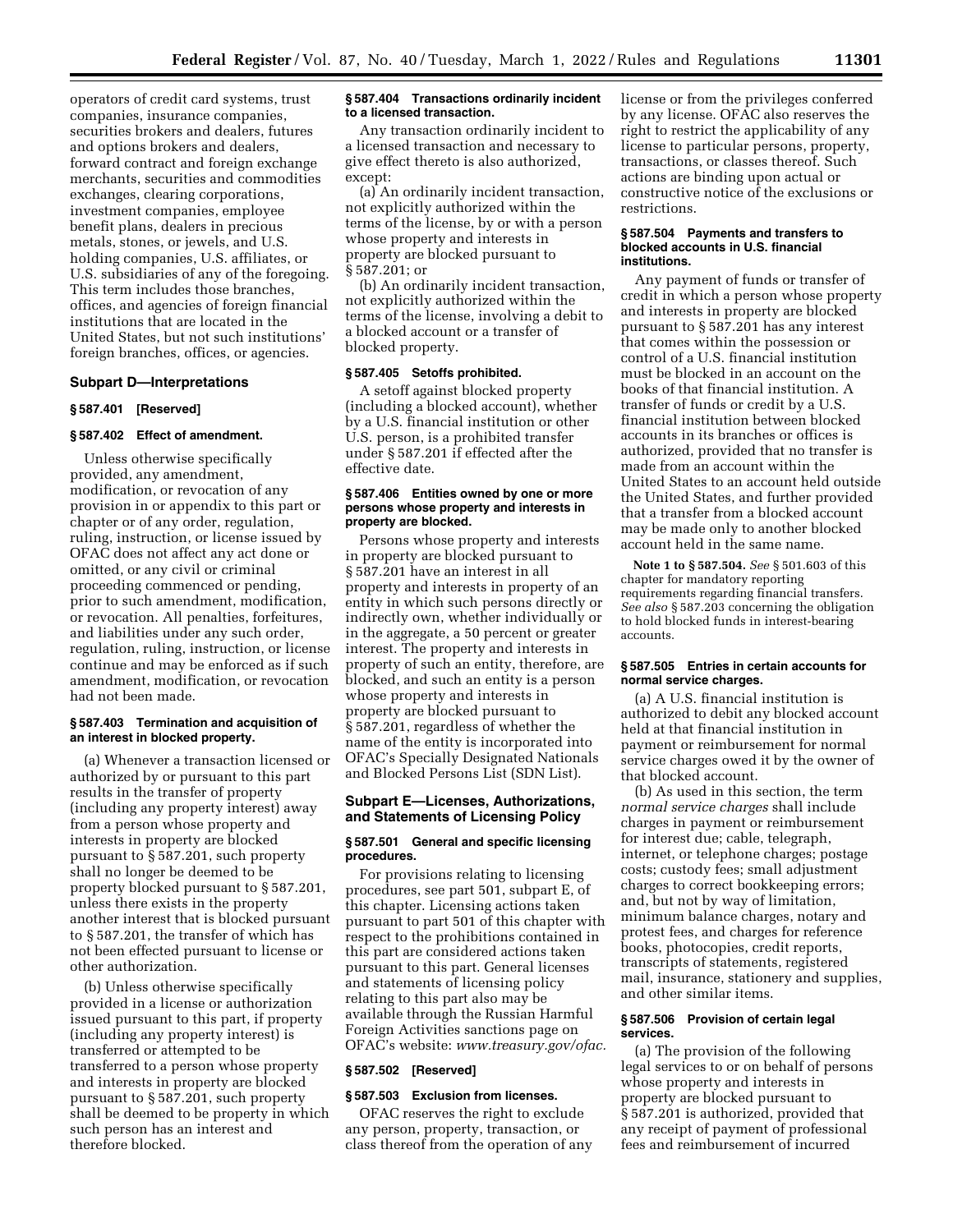operators of credit card systems, trust companies, insurance companies, securities brokers and dealers, futures and options brokers and dealers, forward contract and foreign exchange merchants, securities and commodities exchanges, clearing corporations, investment companies, employee benefit plans, dealers in precious metals, stones, or jewels, and U.S. holding companies, U.S. affiliates, or U.S. subsidiaries of any of the foregoing. This term includes those branches, offices, and agencies of foreign financial institutions that are located in the United States, but not such institutions' foreign branches, offices, or agencies.

## Subpart D—Interpretations

### § 587.401 [Reserved]

### § 587.402 Effect of amendment.

Unless otherwise specifically provided, any amendment, modification, or revocation of any provision in or appendix to this part or chapter or of any order, regulation, ruling, instruction, or license issued by OFAC does not affect any act done or omitted, or any civil or criminal proceeding commenced or pending, prior to such amendment, modification, or revocation. All penalties, forfeitures, and liabilities under any such order, regulation, ruling, instruction, or license continue and may be enforced as if such amendment, modification, or revocation had not been made.

### § 587.403 Termination and acquisition of an interest in blocked property.

(a) Whenever a transaction licensed or authorized by or pursuant to this part results in the transfer of property (including any property interest) away from a person whose property and interests in property are blocked pursuant to § 587.201, such property shall no longer be deemed to be property blocked pursuant to § 587.201, unless there exists in the property another interest that is blocked pursuant to § 587.201, the transfer of which has not been effected pursuant to license or other authorization.

(b) Unless otherwise specifically provided in a license or authorization issued pursuant to this part, if property (including any property interest) is transferred or attempted to be transferred to a person whose property and interests in property are blocked pursuant to § 587.201, such property shall be deemed to be property in which such person has an interest and therefore blocked.

### § 587.404 Transactions ordinarily incident to a licensed transaction.

Any transaction ordinarily incident to a licensed transaction and necessary to give effect thereto is also authorized, except:

(a) An ordinarily incident transaction, not explicitly authorized within the terms of the license, by or with a person whose property and interests in property are blocked pursuant to § 587.201; or

(b) An ordinarily incident transaction, not explicitly authorized within the terms of the license, involving a debit to a blocked account or a transfer of blocked property.

### § 587.405 Setoffs prohibited.

A setoff against blocked property (including a blocked account), whether by a U.S. financial institution or other U.S. person, is a prohibited transfer under § 587.201 if effected after the effective date.

### § 587.406 Entities owned by one or more persons whose property and interests in property are blocked.

Persons whose property and interests in property are blocked pursuant to § 587.201 have an interest in all property and interests in property of an entity in which such persons directly or indirectly own, whether individually or in the aggregate, a 50 percent or greater interest. The property and interests in property of such an entity, therefore, are blocked, and such an entity is a person whose property and interests in property are blocked pursuant to § 587.201, regardless of whether the name of the entity is incorporated into OFAC's Specially Designated Nationals and Blocked Persons List (SDN List).

## Subpart E—Licenses, Authorizations, and Statements of Licensing Policy

### § 587.501 General and specific licensing procedures.

For provisions relating to licensing procedures, see part 501, subpart E, of this chapter. Licensing actions taken pursuant to part 501 of this chapter with respect to the prohibitions contained in this part are considered actions taken pursuant to this part. General licenses and statements of licensing policy relating to this part also may be available through the Russian Harmful Foreign Activities sanctions page on OFAC's website: *www.treasury.gov/ofac.*

### § 587.502 [Reserved]

### § 587.503 Exclusion from licenses.

OFAC reserves the right to exclude any person, property, transaction, or class thereof from the operation of any license or from the privileges conferred by any license. OFAC also reserves the right to restrict the applicability of any license to particular persons, property, transactions, or classes thereof. Such actions are binding upon actual or constructive notice of the exclusions or restrictions.

### § 587.504 Payments and transfers to blocked accounts in U.S. financial institutions.

Any payment of funds or transfer of credit in which a person whose property and interests in property are blocked pursuant to § 587.201 has any interest that comes within the possession or control of a U.S. financial institution must be blocked in an account on the books of that financial institution. A transfer of funds or credit by a U.S. financial institution between blocked accounts in its branches or offices is authorized, provided that no transfer is made from an account within the United States to an account held outside the United States, and further provided that a transfer from a blocked account may be made only to another blocked account held in the same name.

**Note 1 to § 587.504.** *See* § 501.603 of this chapter for mandatory reporting requirements regarding financial transfers. *See also* § 587.203 concerning the obligation to hold blocked funds in interest-bearing accounts.

### § 587.505 Entries in certain accounts for normal service charges.

(a) A U.S. financial institution is authorized to debit any blocked account held at that financial institution in payment or reimbursement for normal service charges owed it by the owner of that blocked account.

(b) As used in this section, the term *normal service charges* shall include charges in payment or reimbursement for interest due; cable, telegraph, internet, or telephone charges; postage costs; custody fees; small adjustment charges to correct bookkeeping errors; and, but not by way of limitation, minimum balance charges, notary and protest fees, and charges for reference books, photocopies, credit reports, transcripts of statements, registered mail, insurance, stationery and supplies, and other similar items.

### § 587.506 Provision of certain legal services.

(a) The provision of the following legal services to or on behalf of persons whose property and interests in property are blocked pursuant to § 587.201 is authorized, provided that any receipt of payment of professional fees and reimbursement of incurred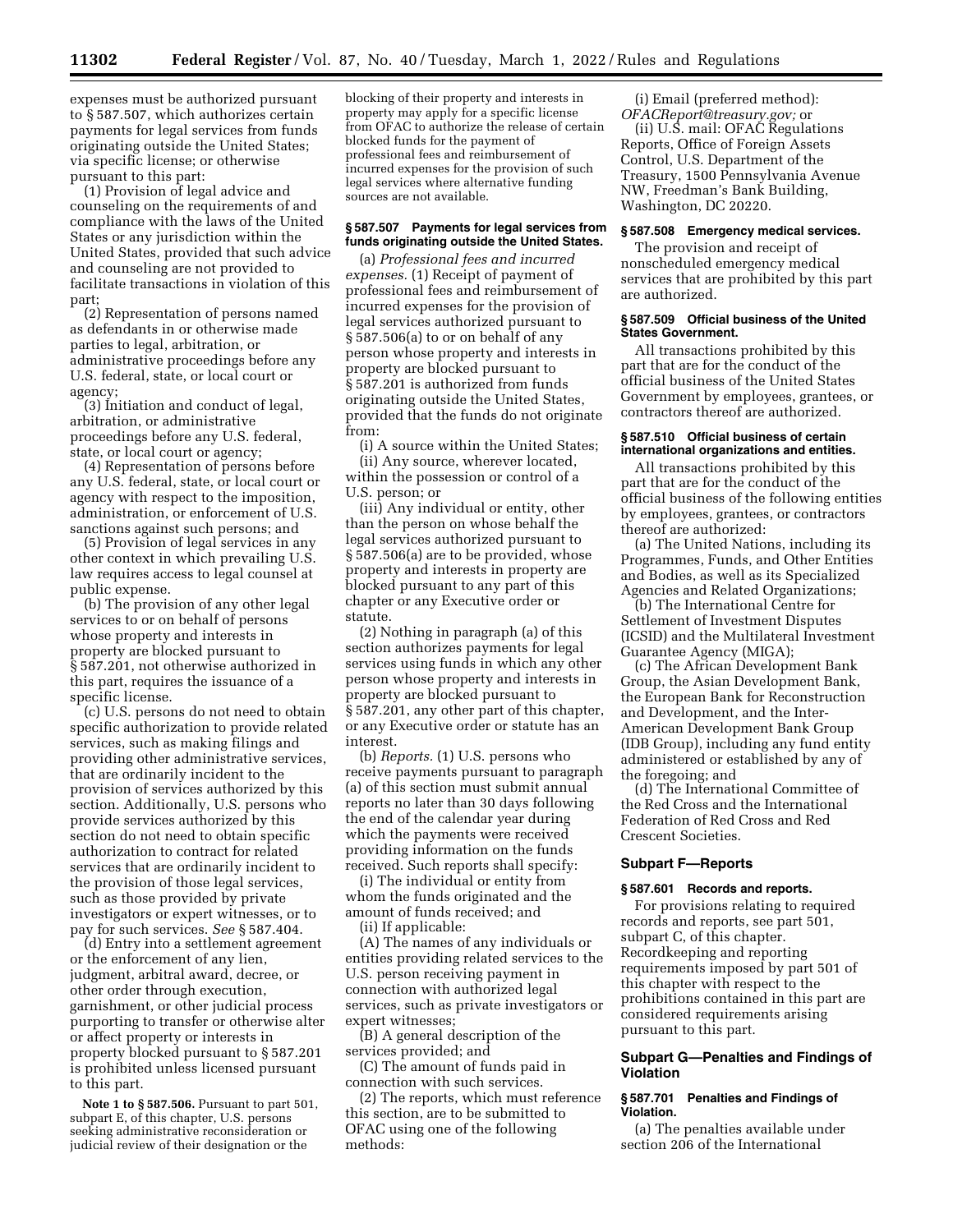expenses must be authorized pursuant to § 587.507, which authorizes certain payments for legal services from funds originating outside the United States; via specific license; or otherwise pursuant to this part:

(1) Provision of legal advice and counseling on the requirements of and compliance with the laws of the United States or any jurisdiction within the United States, provided that such advice and counseling are not provided to facilitate transactions in violation of this part;

(2) Representation of persons named as defendants in or otherwise made parties to legal, arbitration, or administrative proceedings before any U.S. federal, state, or local court or agency;

(3) Initiation and conduct of legal, arbitration, or administrative proceedings before any U.S. federal, state, or local court or agency;

(4) Representation of persons before any U.S. federal, state, or local court or agency with respect to the imposition, administration, or enforcement of U.S. sanctions against such persons; and

(5) Provision of legal services in any other context in which prevailing U.S. law requires access to legal counsel at public expense.

(b) The provision of any other legal services to or on behalf of persons whose property and interests in property are blocked pursuant to § 587.201, not otherwise authorized in this part, requires the issuance of a specific license.

(c) U.S. persons do not need to obtain specific authorization to provide related services, such as making filings and providing other administrative services, that are ordinarily incident to the provision of services authorized by this section. Additionally, U.S. persons who provide services authorized by this section do not need to obtain specific authorization to contract for related services that are ordinarily incident to the provision of those legal services, such as those provided by private investigators or expert witnesses, or to pay for such services. *See* § 587.404.

(d) Entry into a settlement agreement or the enforcement of any lien, judgment, arbitral award, decree, or other order through execution, garnishment, or other judicial process purporting to transfer or otherwise alter or affect property or interests in property blocked pursuant to § 587.201 is prohibited unless licensed pursuant to this part.

**Note 1 to § 587.506.** Pursuant to part 501, subpart E, of this chapter, U.S. persons seeking administrative reconsideration or judicial review of their designation or the blocking of their property and interests in property may apply for a specific license from OFAC to authorize the release of certain blocked funds for the payment of professional fees and reimbursement of incurred expenses for the provision of such legal services where alternative funding sources are not available.

### § 587.507 Payments for legal services from funds originating outside the United States.

(a) *Professional fees and incurred expenses.* (1) Receipt of payment of professional fees and reimbursement of incurred expenses for the provision of legal services authorized pursuant to § 587.506(a) to or on behalf of any person whose property and interests in property are blocked pursuant to § 587.201 is authorized from funds originating outside the United States, provided that the funds do not originate from:

(i) A source within the United States;

(ii) Any source, wherever located, within the possession or control of a U.S. person; or

(iii) Any individual or entity, other than the person on whose behalf the legal services authorized pursuant to § 587.506(a) are to be provided, whose property and interests in property are blocked pursuant to any part of this chapter or any Executive order or statute.

(2) Nothing in paragraph (a) of this section authorizes payments for legal services using funds in which any other person whose property and interests in property are blocked pursuant to § 587.201, any other part of this chapter, or any Executive order or statute has an interest.

(b) *Reports.* (1) U.S. persons who receive payments pursuant to paragraph (a) of this section must submit annual reports no later than 30 days following the end of the calendar year during which the payments were received providing information on the funds received. Such reports shall specify:

(i) The individual or entity from whom the funds originated and the amount of funds received; and

(ii) If applicable:

(A) The names of any individuals or entities providing related services to the U.S. person receiving payment in connection with authorized legal services, such as private investigators or expert witnesses;

(B) A general description of the services provided; and

(C) The amount of funds paid in connection with such services.

(2) The reports, which must reference this section, are to be submitted to OFAC using one of the following methods:

(i) Email (preferred method): *OFACReport@treasury.gov;* or

(ii) U.S. mail: OFAC Regulations Reports, Office of Foreign Assets Control, U.S. Department of the Treasury, 1500 Pennsylvania Avenue NW, Freedman's Bank Building, Washington, DC 20220.

### § 587.508 Emergency medical services.

The provision and receipt of nonscheduled emergency medical services that are prohibited by this part are authorized.

### § 587.509 Official business of the United States Government.

All transactions prohibited by this part that are for the conduct of the official business of the United States Government by employees, grantees, or contractors thereof are authorized.

### § 587.510 Official business of certain international organizations and entities.

All transactions prohibited by this part that are for the conduct of the official business of the following entities by employees, grantees, or contractors thereof are authorized:

(a) The United Nations, including its Programmes, Funds, and Other Entities and Bodies, as well as its Specialized Agencies and Related Organizations;

(b) The International Centre for Settlement of Investment Disputes (ICSID) and the Multilateral Investment Guarantee Agency (MIGA);

(c) The African Development Bank Group, the Asian Development Bank, the European Bank for Reconstruction and Development, and the Inter-American Development Bank Group (IDB Group), including any fund entity administered or established by any of the foregoing; and

(d) The International Committee of the Red Cross and the International Federation of Red Cross and Red Crescent Societies.

## Subpart F—Reports

### § 587.601 Records and reports.

For provisions relating to required records and reports, see part 501, subpart C, of this chapter. Recordkeeping and reporting requirements imposed by part 501 of this chapter with respect to the prohibitions contained in this part are considered requirements arising pursuant to this part.

## Subpart G—Penalties and Findings of Violation

### § 587.701 Penalties and Findings of Violation.

(a) The penalties available under section 206 of the International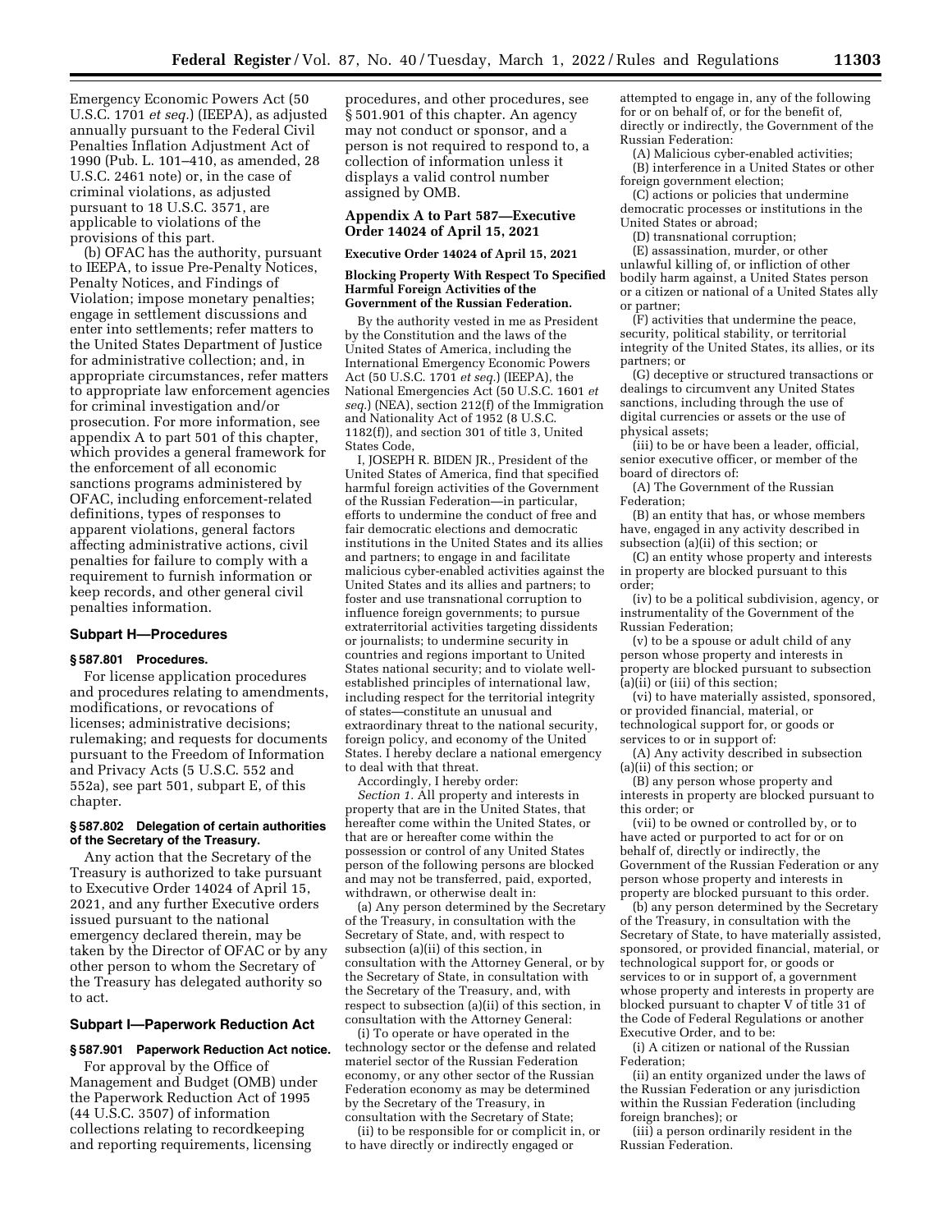Emergency Economic Powers Act (50 U.S.C. 1701 *et seq.*) (IEEPA), as adjusted annually pursuant to the Federal Civil Penalties Inflation Adjustment Act of 1990 (Pub. L. 101–410, as amended, 28 U.S.C. 2461 note) or, in the case of criminal violations, as adjusted pursuant to 18 U.S.C. 3571, are applicable to violations of the provisions of this part.

(b) OFAC has the authority, pursuant to IEEPA, to issue Pre-Penalty Notices, Penalty Notices, and Findings of Violation; impose monetary penalties; engage in settlement discussions and enter into settlements; refer matters to the United States Department of Justice for administrative collection; and, in appropriate circumstances, refer matters to appropriate law enforcement agencies for criminal investigation and/or prosecution. For more information, see appendix A to part 501 of this chapter, which provides a general framework for the enforcement of all economic sanctions programs administered by OFAC, including enforcement-related definitions, types of responses to apparent violations, general factors affecting administrative actions, civil penalties for failure to comply with a requirement to furnish information or keep records, and other general civil penalties information.

## Subpart H—Procedures

### § 587.801 Procedures.

For license application procedures and procedures relating to amendments, modifications, or revocations of licenses; administrative decisions; rulemaking; and requests for documents pursuant to the Freedom of Information and Privacy Acts (5 U.S.C. 552 and 552a), see part 501, subpart E, of this chapter.

### § 587.802 Delegation of certain authorities of the Secretary of the Treasury.

Any action that the Secretary of the Treasury is authorized to take pursuant to Executive Order 14024 of April 15, 2021, and any further Executive orders issued pursuant to the national emergency declared therein, may be taken by the Director of OFAC or by any other person to whom the Secretary of the Treasury has delegated authority so to act.

## Subpart I—Paperwork Reduction Act

### § 587.901 Paperwork Reduction Act notice.

For approval by the Office of Management and Budget (OMB) under the Paperwork Reduction Act of 1995 (44 U.S.C. 3507) of information collections relating to recordkeeping and reporting requirements, licensing procedures, and other procedures, see § 501.901 of this chapter. An agency may not conduct or sponsor, and a person is not required to respond to, a collection of information unless it displays a valid control number assigned by OMB.

## Appendix A to Part 587—Executive Order 14024 of April 15, 2021

**Executive Order 14024 of April 15, 2021**

**Blocking Property With Respect To Specified Harmful Foreign Activities of the Government of the Russian Federation.**

By the authority vested in me as President by the Constitution and the laws of the United States of America, including the International Emergency Economic Powers Act (50 U.S.C. 1701 *et seq.*) (IEEPA), the National Emergencies Act (50 U.S.C. 1601 *et seq.*) (NEA), section 212(f) of the Immigration and Nationality Act of 1952 (8 U.S.C. 1182(f)), and section 301 of title 3, United States Code,

I, JOSEPH R. BIDEN JR., President of the United States of America, find that specified harmful foreign activities of the Government of the Russian Federation—in particular, efforts to undermine the conduct of free and fair democratic elections and democratic institutions in the United States and its allies and partners; to engage in and facilitate malicious cyber-enabled activities against the United States and its allies and partners; to foster and use transnational corruption to influence foreign governments; to pursue extraterritorial activities targeting dissidents or journalists; to undermine security in countries and regions important to United States national security; and to violate well-established principles of international law, including respect for the territorial integrity of states—constitute an unusual and extraordinary threat to the national security, foreign policy, and economy of the United States. I hereby declare a national emergency to deal with that threat.

Accordingly, I hereby order:

*Section 1.* All property and interests in property that are in the United States, that hereafter come within the United States, or that are or hereafter come within the possession or control of any United States person of the following persons are blocked and may not be transferred, paid, exported, withdrawn, or otherwise dealt in:

(a) Any person determined by the Secretary of the Treasury, in consultation with the Secretary of State, and, with respect to subsection (a)(ii) of this section, in consultation with the Attorney General, or by the Secretary of State, in consultation with the Secretary of the Treasury, and, with respect to subsection (a)(ii) of this section, in consultation with the Attorney General:

(i) To operate or have operated in the technology sector or the defense and related materiel sector of the Russian Federation economy, or any other sector of the Russian Federation economy as may be determined by the Secretary of the Treasury, in consultation with the Secretary of State;

(ii) to be responsible for or complicit in, or to have directly or indirectly engaged or attempted to engage in, any of the following for or on behalf of, or for the benefit of, directly or indirectly, the Government of the Russian Federation:

(A) Malicious cyber-enabled activities;

(B) interference in a United States or other foreign government election;

(C) actions or policies that undermine democratic processes or institutions in the United States or abroad;

(D) transnational corruption;

(E) assassination, murder, or other unlawful killing of, or infliction of other bodily harm against, a United States person or a citizen or national of a United States ally or partner;

(F) activities that undermine the peace, security, political stability, or territorial integrity of the United States, its allies, or its partners; or

(G) deceptive or structured transactions or dealings to circumvent any United States sanctions, including through the use of digital currencies or assets or the use of physical assets;

(iii) to be or have been a leader, official, senior executive officer, or member of the board of directors of:

(A) The Government of the Russian Federation;

(B) an entity that has, or whose members have, engaged in any activity described in subsection (a)(ii) of this section; or

(C) an entity whose property and interests in property are blocked pursuant to this order;

(iv) to be a political subdivision, agency, or instrumentality of the Government of the Russian Federation;

(v) to be a spouse or adult child of any person whose property and interests in property are blocked pursuant to subsection (a)(ii) or (iii) of this section;

(vi) to have materially assisted, sponsored, or provided financial, material, or technological support for, or goods or services to or in support of:

(A) Any activity described in subsection (a)(ii) of this section; or

(B) any person whose property and interests in property are blocked pursuant to this order; or

(vii) to be owned or controlled by, or to have acted or purported to act for or on behalf of, directly or indirectly, the Government of the Russian Federation or any person whose property and interests in property are blocked pursuant to this order.

(b) any person determined by the Secretary of the Treasury, in consultation with the Secretary of State, to have materially assisted, sponsored, or provided financial, material, or technological support for, or goods or services to or in support of, a government whose property and interests in property are blocked pursuant to chapter V of title 31 of the Code of Federal Regulations or another Executive Order, and to be:

(i) A citizen or national of the Russian Federation;

(ii) an entity organized under the laws of the Russian Federation or any jurisdiction within the Russian Federation (including foreign branches); or

(iii) a person ordinarily resident in the Russian Federation.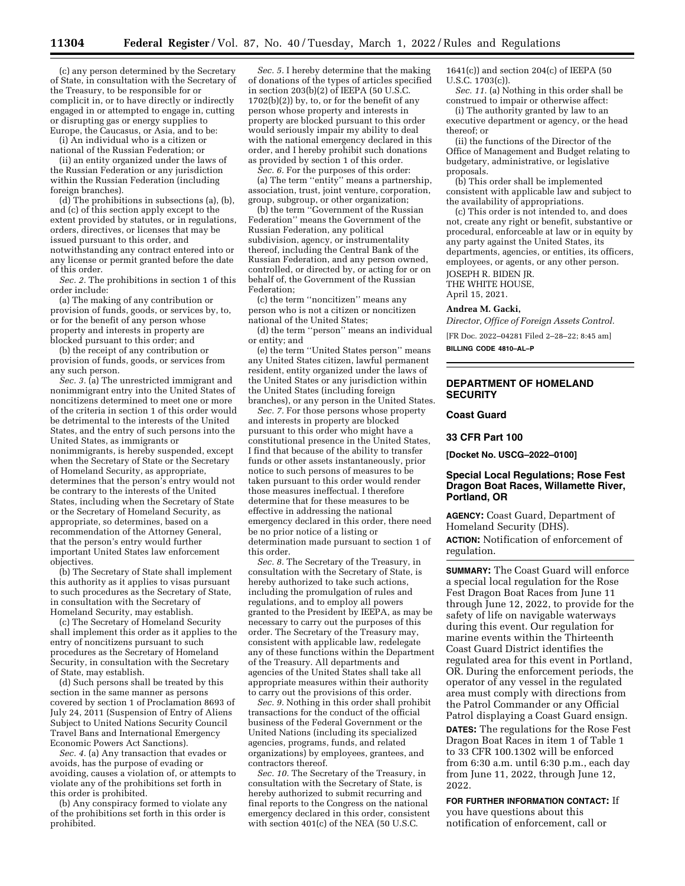(c) any person determined by the Secretary of State, in consultation with the Secretary of the Treasury, to be responsible for or complicit in, or to have directly or indirectly engaged in or attempted to engage in, cutting or disrupting gas or energy supplies to Europe, the Caucasus, or Asia, and to be:

(i) An individual who is a citizen or national of the Russian Federation; or

(ii) an entity organized under the laws of the Russian Federation or any jurisdiction within the Russian Federation (including foreign branches).

(d) The prohibitions in subsections (a), (b), and (c) of this section apply except to the extent provided by statutes, or in regulations, orders, directives, or licenses that may be issued pursuant to this order, and notwithstanding any contract entered into or any license or permit granted before the date of this order.

*Sec. 2.* The prohibitions in section 1 of this order include:

(a) The making of any contribution or provision of funds, goods, or services by, to, or for the benefit of any person whose property and interests in property are blocked pursuant to this order; and

(b) the receipt of any contribution or provision of funds, goods, or services from any such person.

*Sec. 3.* (a) The unrestricted immigrant and nonimmigrant entry into the United States of noncitizens determined to meet one or more of the criteria in section 1 of this order would be detrimental to the interests of the United States, and the entry of such persons into the United States, as immigrants or nonimmigrants, is hereby suspended, except when the Secretary of State or the Secretary of Homeland Security, as appropriate, determines that the person's entry would not be contrary to the interests of the United States, including when the Secretary of State or the Secretary of Homeland Security, as appropriate, so determines, based on a recommendation of the Attorney General, that the person's entry would further important United States law enforcement objectives.

(b) The Secretary of State shall implement this authority as it applies to visas pursuant to such procedures as the Secretary of State, in consultation with the Secretary of Homeland Security, may establish.

(c) The Secretary of Homeland Security shall implement this order as it applies to the entry of noncitizens pursuant to such procedures as the Secretary of Homeland Security, in consultation with the Secretary of State, may establish.

(d) Such persons shall be treated by this section in the same manner as persons covered by section 1 of Proclamation 8693 of July 24, 2011 (Suspension of Entry of Aliens Subject to United Nations Security Council Travel Bans and International Emergency Economic Powers Act Sanctions).

*Sec. 4.* (a) Any transaction that evades or avoids, has the purpose of evading or avoiding, causes a violation of, or attempts to violate any of the prohibitions set forth in this order is prohibited.

(b) Any conspiracy formed to violate any of the prohibitions set forth in this order is prohibited.

*Sec. 5.* I hereby determine that the making of donations of the types of articles specified in section 203(b)(2) of IEEPA (50 U.S.C. 1702(b)(2)) by, to, or for the benefit of any person whose property and interests in property are blocked pursuant to this order would seriously impair my ability to deal with the national emergency declared in this order, and I hereby prohibit such donations as provided by section 1 of this order.

*Sec. 6.* For the purposes of this order:

(a) The term ''entity'' means a partnership, association, trust, joint venture, corporation, group, subgroup, or other organization;

(b) the term ''Government of the Russian Federation'' means the Government of the Russian Federation, any political subdivision, agency, or instrumentality thereof, including the Central Bank of the Russian Federation, and any person owned, controlled, or directed by, or acting for or on behalf of, the Government of the Russian Federation;

(c) the term ''noncitizen'' means any person who is not a citizen or noncitizen national of the United States;

(d) the term ''person'' means an individual or entity; and

(e) the term ''United States person'' means any United States citizen, lawful permanent resident, entity organized under the laws of the United States or any jurisdiction within the United States (including foreign branches), or any person in the United States.

*Sec. 7.* For those persons whose property and interests in property are blocked pursuant to this order who might have a constitutional presence in the United States, I find that because of the ability to transfer funds or other assets instantaneously, prior notice to such persons of measures to be taken pursuant to this order would render those measures ineffectual. I therefore determine that for these measures to be effective in addressing the national emergency declared in this order, there need be no prior notice of a listing or determination made pursuant to section 1 of this order.

*Sec. 8.* The Secretary of the Treasury, in consultation with the Secretary of State, is hereby authorized to take such actions, including the promulgation of rules and regulations, and to employ all powers granted to the President by IEEPA, as may be necessary to carry out the purposes of this order. The Secretary of the Treasury may, consistent with applicable law, redelegate any of these functions within the Department of the Treasury. All departments and agencies of the United States shall take all appropriate measures within their authority to carry out the provisions of this order.

*Sec. 9.* Nothing in this order shall prohibit transactions for the conduct of the official business of the Federal Government or the United Nations (including its specialized agencies, programs, funds, and related organizations) by employees, grantees, and contractors thereof.

*Sec. 10.* The Secretary of the Treasury, in consultation with the Secretary of State, is hereby authorized to submit recurring and final reports to the Congress on the national emergency declared in this order, consistent with section 401(c) of the NEA (50 U.S.C. 1641(c)) and section 204(c) of IEEPA (50 U.S.C. 1703(c)).

*Sec. 11.* (a) Nothing in this order shall be construed to impair or otherwise affect:

(i) The authority granted by law to an executive department or agency, or the head thereof; or

(ii) the functions of the Director of the Office of Management and Budget relating to budgetary, administrative, or legislative proposals.

(b) This order shall be implemented consistent with applicable law and subject to the availability of appropriations.

(c) This order is not intended to, and does not, create any right or benefit, substantive or procedural, enforceable at law or in equity by any party against the United States, its departments, agencies, or entities, its officers, employees, or agents, or any other person.

JOSEPH R. BIDEN JR.
THE WHITE HOUSE,
April 15, 2021.

**Andrea M. Gacki,**

*Director, Office of Foreign Assets Control.*

[FR Doc. 2022–04281 Filed 2–28–22; 8:45 am]

**BILLING CODE 4810–AL–P**

## DEPARTMENT OF HOMELAND SECURITY

### Coast Guard

### 33 CFR Part 100

**[Docket No. USCG–2022–0100]**

### Special Local Regulations; Rose Fest Dragon Boat Races, Willamette River, Portland, OR

**AGENCY:** Coast Guard, Department of Homeland Security (DHS).

**ACTION:** Notification of enforcement of regulation.

**SUMMARY:** The Coast Guard will enforce a special local regulation for the Rose Fest Dragon Boat Races from June 11 through June 12, 2022, to provide for the safety of life on navigable waterways during this event. Our regulation for marine events within the Thirteenth Coast Guard District identifies the regulated area for this event in Portland, OR. During the enforcement periods, the operator of any vessel in the regulated area must comply with directions from the Patrol Commander or any Official Patrol displaying a Coast Guard ensign.

**DATES:** The regulations for the Rose Fest Dragon Boat Races in item 1 of Table 1 to 33 CFR 100.1302 will be enforced from 6:30 a.m. until 6:30 p.m., each day from June 11, 2022, through June 12, 2022.

**FOR FURTHER INFORMATION CONTACT:** If you have questions about this notification of enforcement, call or